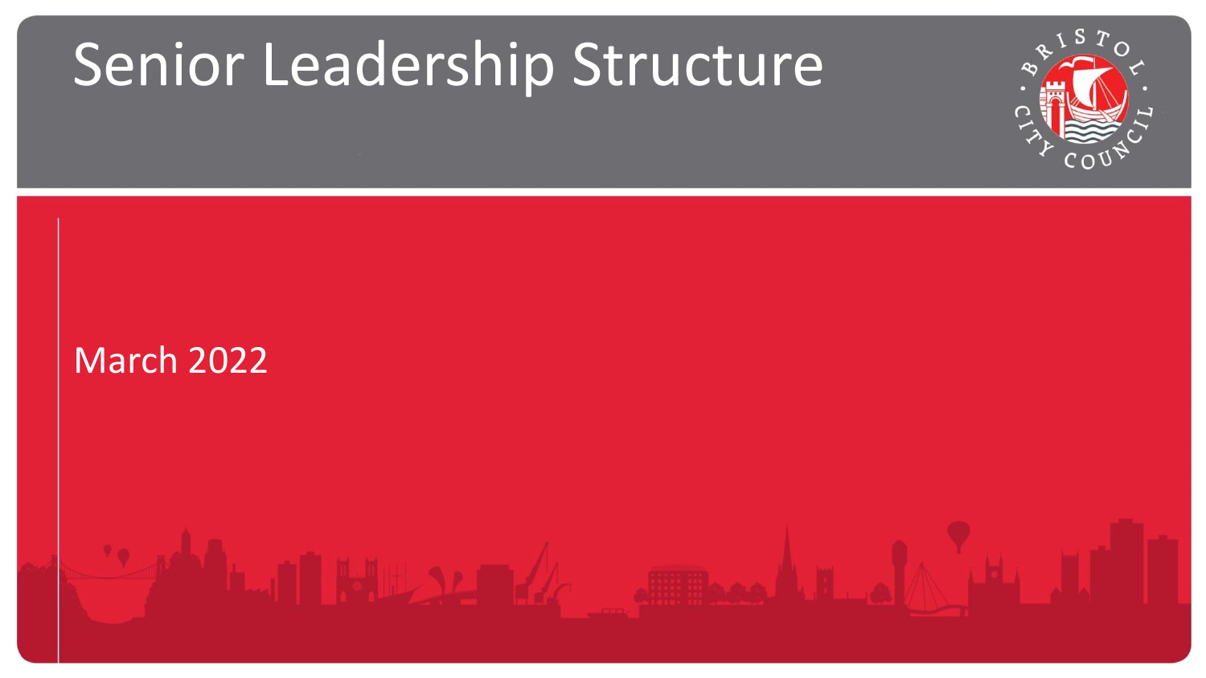# Senior Leadership Structure

March 2022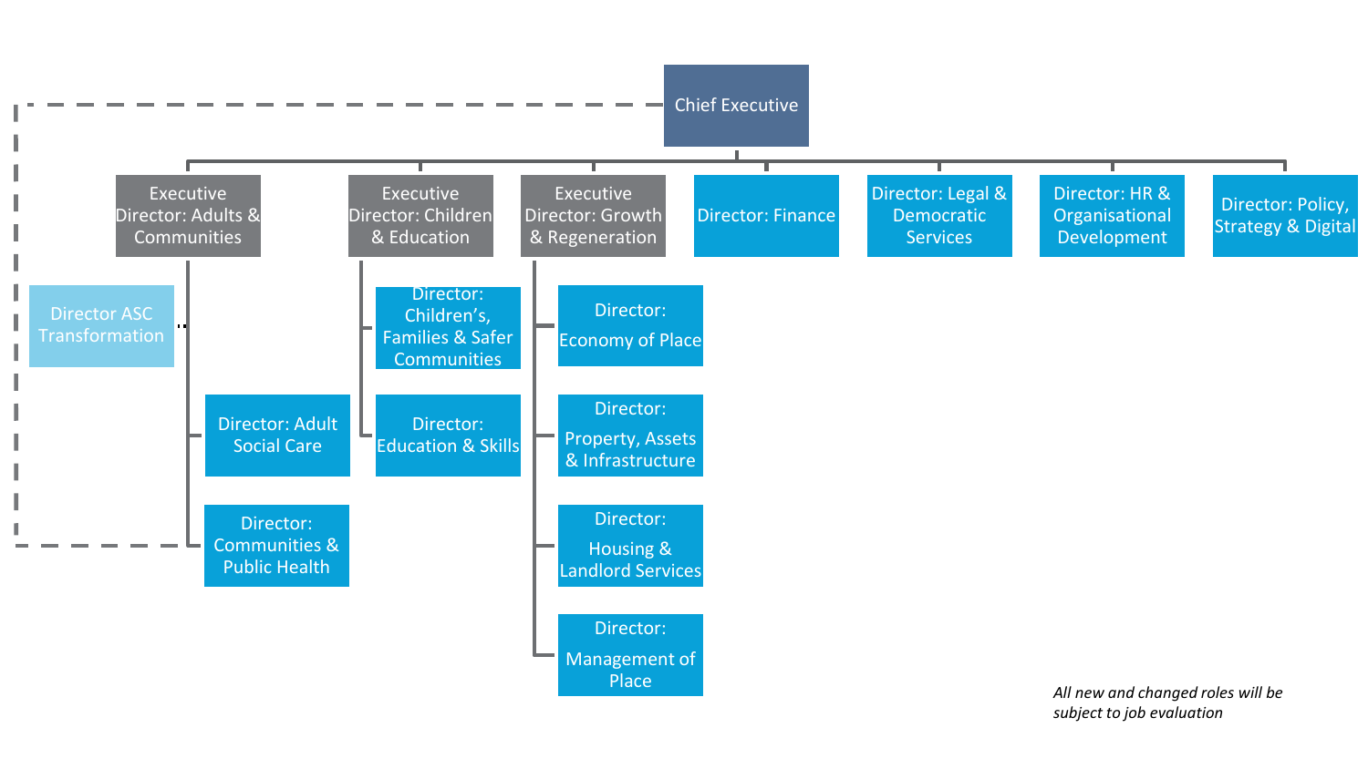- **Chief Executive**
  - Executive Director: Adults & Communities
    - Director ASC Transformation
    - Director: Adult Social Care
    - Director: Communities & Public Health
  - Executive Director: Children & Education
    - Director: Children's, Families & Safer Communities
    - Director: Education & Skills
  - Executive Director: Growth & Regeneration
    - Director: Economy of Place
    - Director: Property, Assets & Infrastructure
    - Director: Housing & Landlord Services
    - Director: Management of Place
  - Director: Finance
  - Director: Legal & Democratic Services
  - Director: HR & Organisational Development
  - Director: Policy, Strategy & Digital

*All new and changed roles will be subject to job evaluation*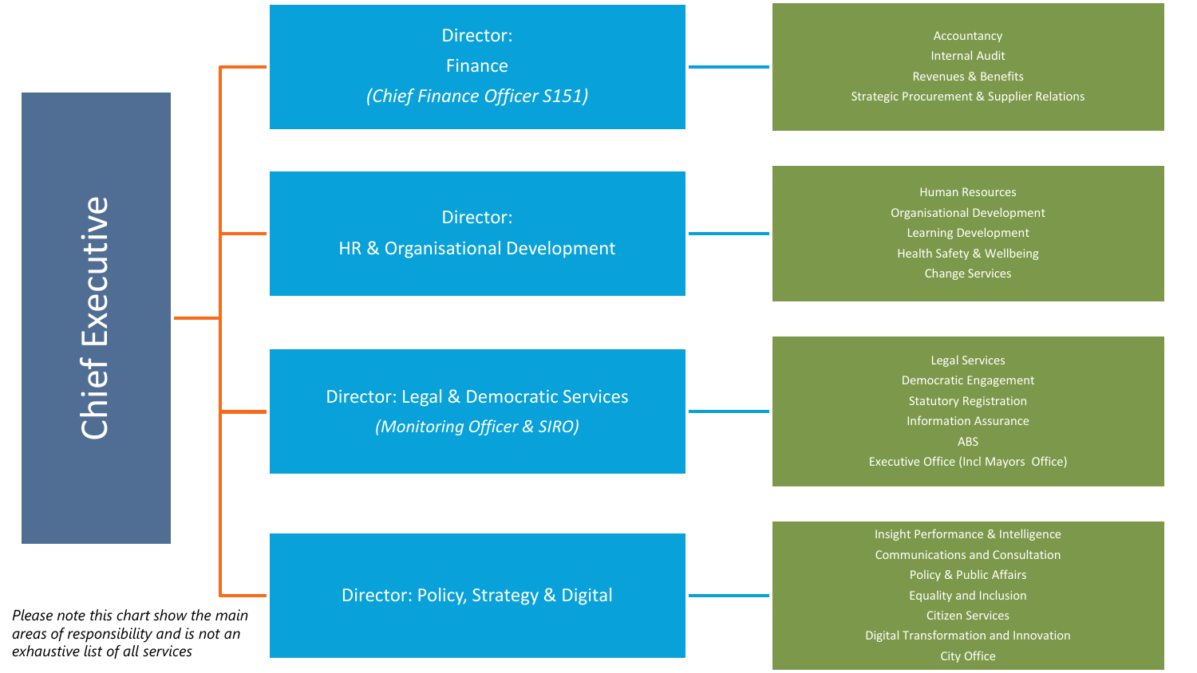# Chief Executive

## Director: Finance *(Chief Finance Officer S151)*

- Accountancy
- Internal Audit
- Revenues & Benefits
- Strategic Procurement & Supplier Relations

## Director: HR & Organisational Development

- Human Resources
- Organisational Development
- Learning Development
- Health Safety & Wellbeing
- Change Services

## Director: Legal & Democratic Services *(Monitoring Officer & SIRO)*

- Legal Services
- Democratic Engagement
- Statutory Registration
- Information Assurance
- ABS
- Executive Office (Incl Mayors Office)

## Director: Policy, Strategy & Digital

- Insight Performance & Intelligence
- Communications and Consultation
- Policy & Public Affairs
- Equality and Inclusion
- Citizen Services
- Digital Transformation and Innovation
- City Office

*Please note this chart show the main areas of responsibility and is not an exhaustive list of all services*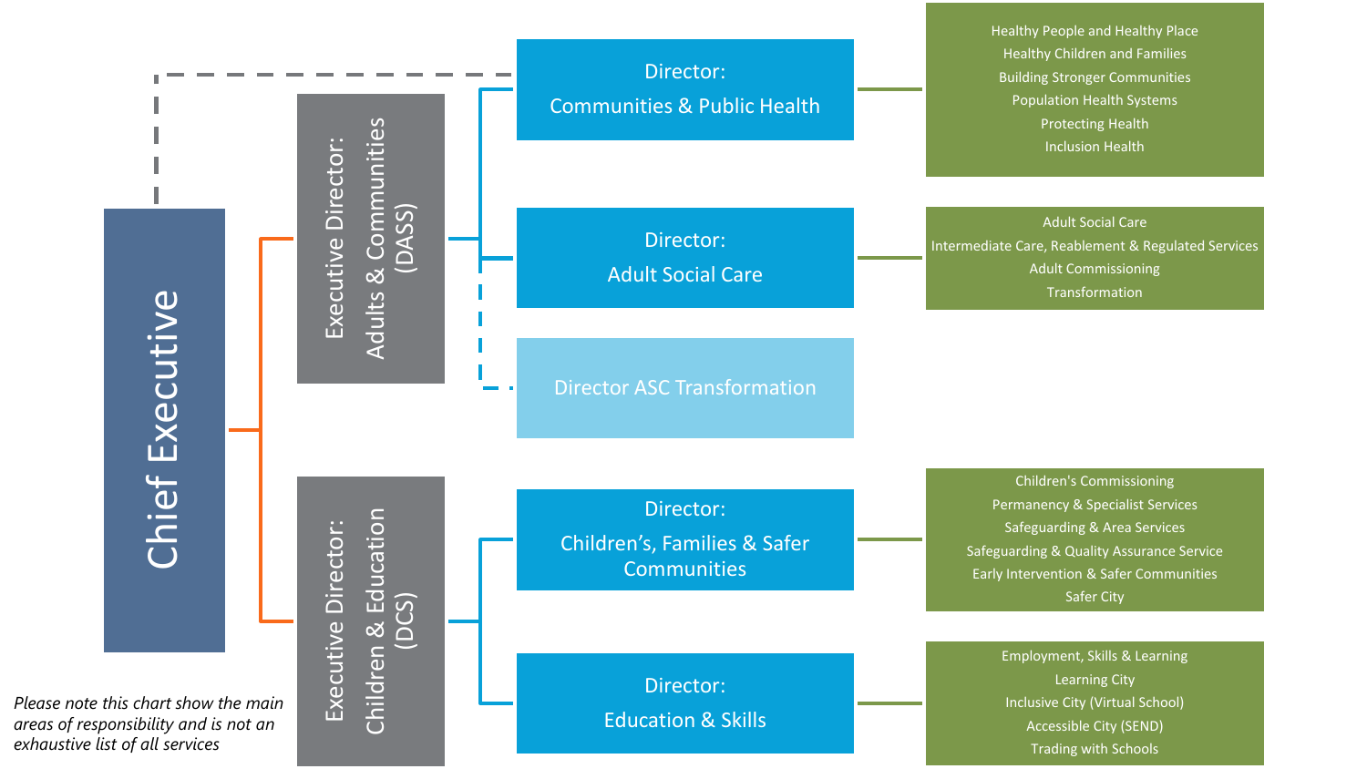# Chief Executive

## Executive Director: Adults & Communities (DASS)

### Director: Communities & Public Health

- Healthy People and Healthy Place
- Healthy Children and Families
- Building Stronger Communities
- Population Health Systems
- Protecting Health
- Inclusion Health

### Director: Adult Social Care

- Adult Social Care
- Intermediate Care, Reablement & Regulated Services
- Adult Commissioning
- Transformation

### Director ASC Transformation

## Executive Director: Children & Education (DCS)

### Director: Children's, Families & Safer Communities

- Children's Commissioning
- Permanency & Specialist Services
- Safeguarding & Area Services
- Safeguarding & Quality Assurance Service
- Early Intervention & Safer Communities
- Safer City

### Director: Education & Skills

- Employment, Skills & Learning
- Learning City
- Inclusive City (Virtual School)
- Accessible City (SEND)
- Trading with Schools

*Please note this chart show the main areas of responsibility and is not an exhaustive list of all services*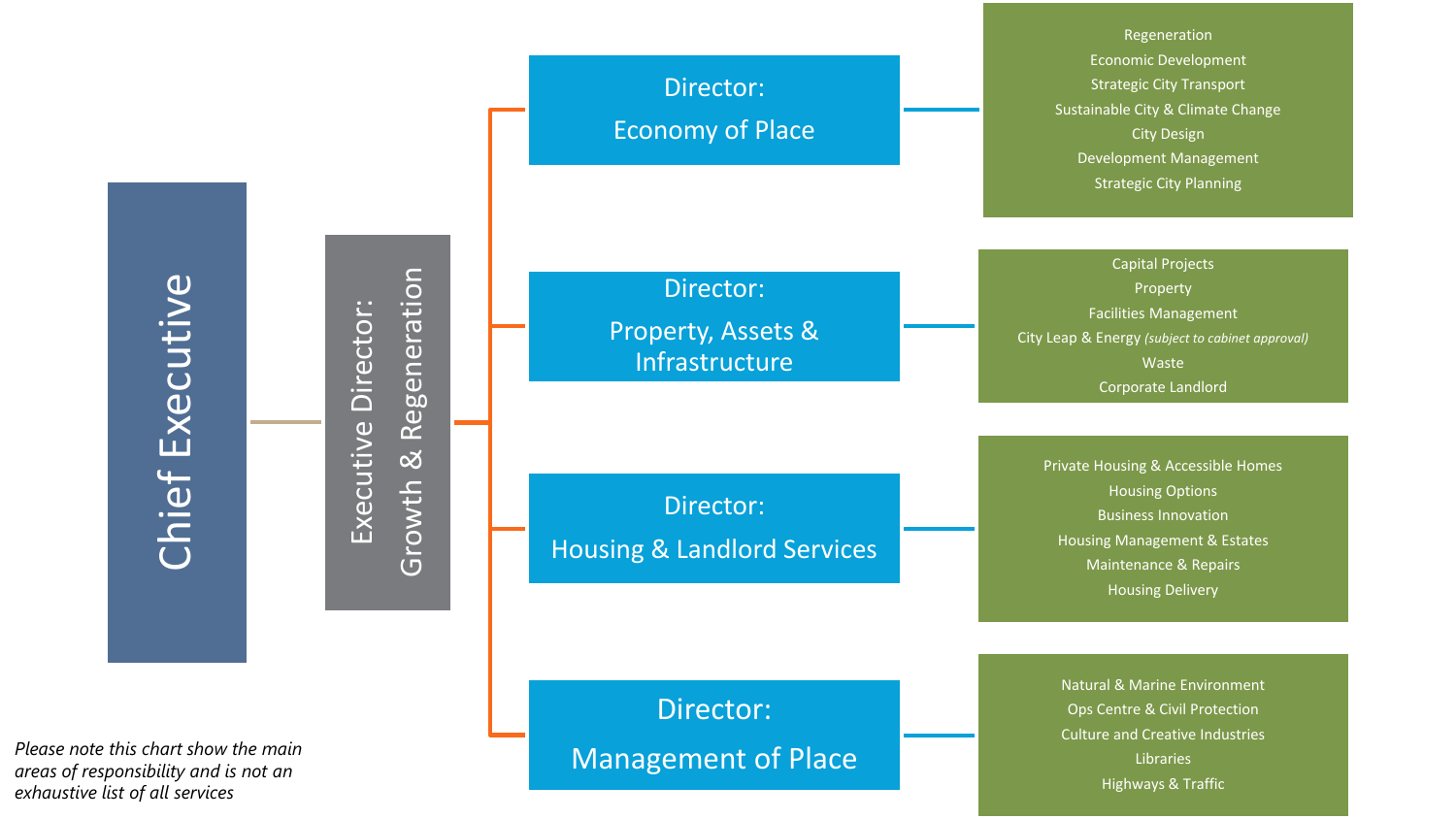Chief Executive

Executive Director: Growth & Regeneration

**Director: Economy of Place**

- Regeneration
- Economic Development
- Strategic City Transport
- Sustainable City & Climate Change
- City Design
- Development Management
- Strategic City Planning

**Director: Property, Assets & Infrastructure**

- Capital Projects
- Property
- Facilities Management
- City Leap & Energy *(subject to cabinet approval)*
- Waste
- Corporate Landlord

**Director: Housing & Landlord Services**

- Private Housing & Accessible Homes
- Housing Options
- Business Innovation
- Housing Management & Estates
- Maintenance & Repairs
- Housing Delivery

**Director: Management of Place**

- Natural & Marine Environment
- Ops Centre & Civil Protection
- Culture and Creative Industries
- Libraries
- Highways & Traffic

*Please note this chart show the main areas of responsibility and is not an exhaustive list of all services*